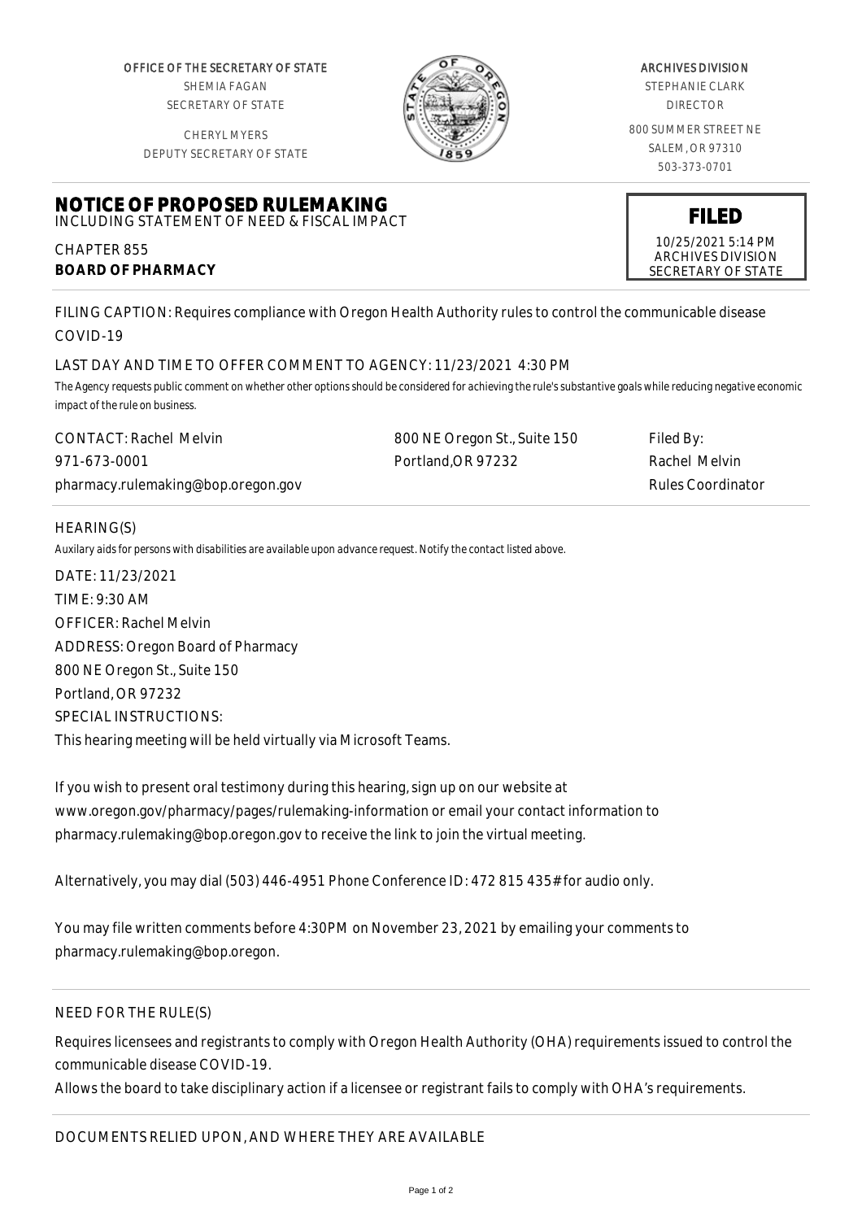OFFICE OF THE SECRETARY OF STATE
SHEMIA FAGAN
SECRETARY OF STATE

CHERYL MYERS
DEPUTY SECRETARY OF STATE

ARCHIVES DIVISION
STEPHANIE CLARK
DIRECTOR

800 SUMMER STREET NE
SALEM, OR 97310
503-373-0701

# NOTICE OF PROPOSED RULEMAKING

INCLUDING STATEMENT OF NEED & FISCAL IMPACT

CHAPTER 855
**BOARD OF PHARMACY**

**FILED**
10/25/2021 5:14 PM
ARCHIVES DIVISION
SECRETARY OF STATE

FILING CAPTION: Requires compliance with Oregon Health Authority rules to control the communicable disease COVID-19

LAST DAY AND TIME TO OFFER COMMENT TO AGENCY: 11/23/2021 4:30 PM

*The Agency requests public comment on whether other options should be considered for achieving the rule's substantive goals while reducing negative economic impact of the rule on business.*

| CONTACT: Rachel Melvin | 800 NE Oregon St., Suite 150 | Filed By: |
|---|---|---|
| 971-673-0001 | Portland,OR 97232 | Rachel Melvin |
| pharmacy.rulemaking@bop.oregon.gov | | Rules Coordinator |

HEARING(S)

*Auxilary aids for persons with disabilities are available upon advance request. Notify the contact listed above.*

DATE: 11/23/2021
TIME: 9:30 AM
OFFICER: Rachel Melvin
ADDRESS: Oregon Board of Pharmacy
800 NE Oregon St., Suite 150
Portland, OR 97232
SPECIAL INSTRUCTIONS:
This hearing meeting will be held virtually via Microsoft Teams.

If you wish to present oral testimony during this hearing, sign up on our website at www.oregon.gov/pharmacy/pages/rulemaking-information or email your contact information to pharmacy.rulemaking@bop.oregon.gov to receive the link to join the virtual meeting.

Alternatively, you may dial (503) 446-4951 Phone Conference ID: 472 815 435# for audio only.

You may file written comments before 4:30PM on November 23, 2021 by emailing your comments to pharmacy.rulemaking@bop.oregon.

NEED FOR THE RULE(S)

Requires licensees and registrants to comply with Oregon Health Authority (OHA) requirements issued to control the communicable disease COVID-19.
Allows the board to take disciplinary action if a licensee or registrant fails to comply with OHA's requirements.

DOCUMENTS RELIED UPON, AND WHERE THEY ARE AVAILABLE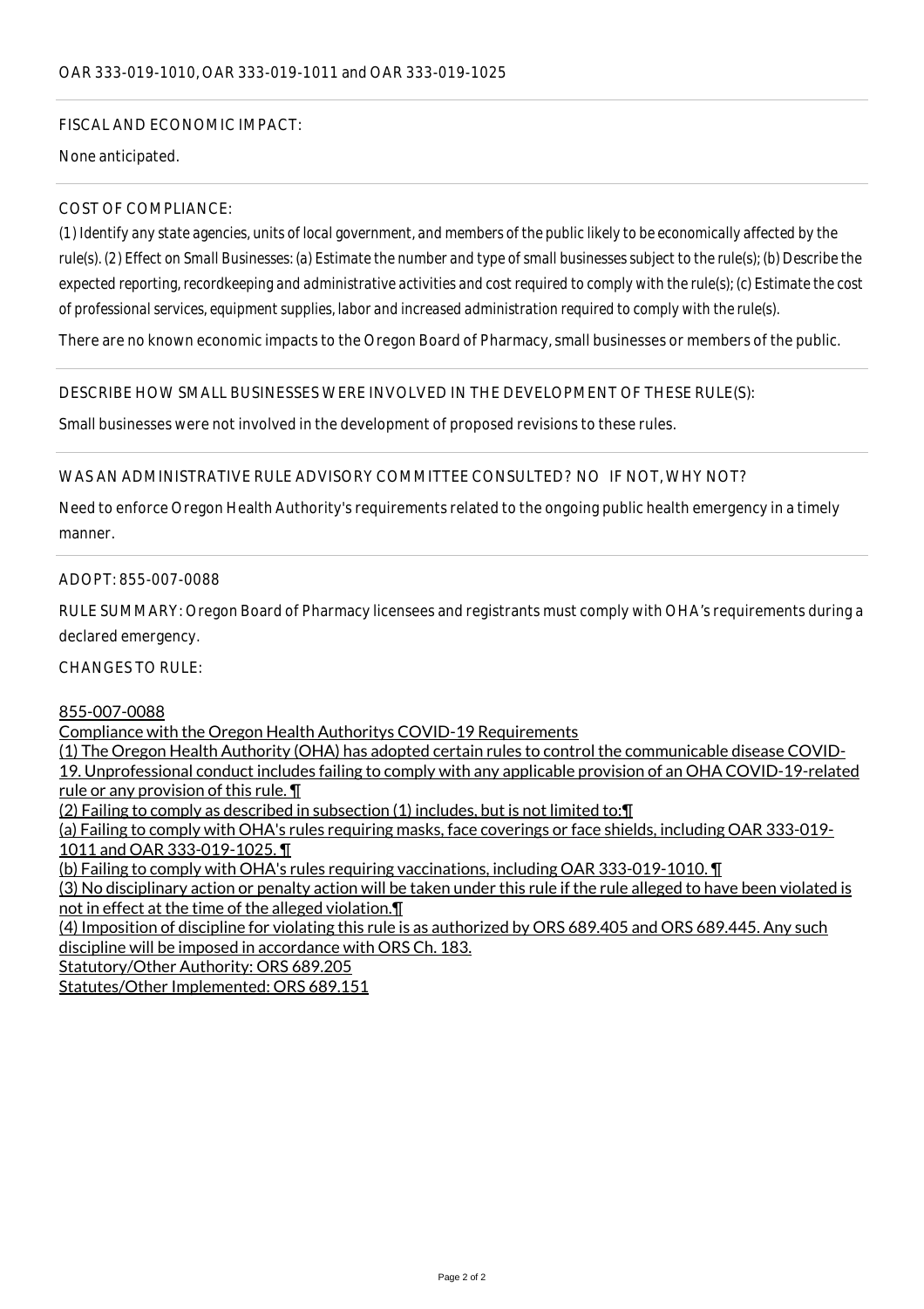OAR 333-019-1010, OAR 333-019-1011 and OAR 333-019-1025

FISCAL AND ECONOMIC IMPACT:

None anticipated.

COST OF COMPLIANCE:

*(1) Identify any state agencies, units of local government, and members of the public likely to be economically affected by the rule(s). (2) Effect on Small Businesses: (a) Estimate the number and type of small businesses subject to the rule(s); (b) Describe the expected reporting, recordkeeping and administrative activities and cost required to comply with the rule(s); (c) Estimate the cost of professional services, equipment supplies, labor and increased administration required to comply with the rule(s).*

There are no known economic impacts to the Oregon Board of Pharmacy, small businesses or members of the public.

DESCRIBE HOW SMALL BUSINESSES WERE INVOLVED IN THE DEVELOPMENT OF THESE RULE(S):

Small businesses were not involved in the development of proposed revisions to these rules.

WAS AN ADMINISTRATIVE RULE ADVISORY COMMITTEE CONSULTED? NO IF NOT, WHY NOT?

Need to enforce Oregon Health Authority's requirements related to the ongoing public health emergency in a timely manner.

ADOPT: 855-007-0088

RULE SUMMARY: Oregon Board of Pharmacy licensees and registrants must comply with OHA's requirements during a declared emergency.

CHANGES TO RULE:

855-007-0088
Compliance with the Oregon Health Authoritys COVID-19 Requirements
(1) The Oregon Health Authority (OHA) has adopted certain rules to control the communicable disease COVID-19. Unprofessional conduct includes failing to comply with any applicable provision of an OHA COVID-19-related rule or any provision of this rule. ¶
(2) Failing to comply as described in subsection (1) includes, but is not limited to:¶
(a) Failing to comply with OHA's rules requiring masks, face coverings or face shields, including OAR 333-019-1011 and OAR 333-019-1025. ¶
(b) Failing to comply with OHA's rules requiring vaccinations, including OAR 333-019-1010. ¶
(3) No disciplinary action or penalty action will be taken under this rule if the rule alleged to have been violated is not in effect at the time of the alleged violation.¶
(4) Imposition of discipline for violating this rule is as authorized by ORS 689.405 and ORS 689.445. Any such discipline will be imposed in accordance with ORS Ch. 183.
Statutory/Other Authority: ORS 689.205
Statutes/Other Implemented: ORS 689.151